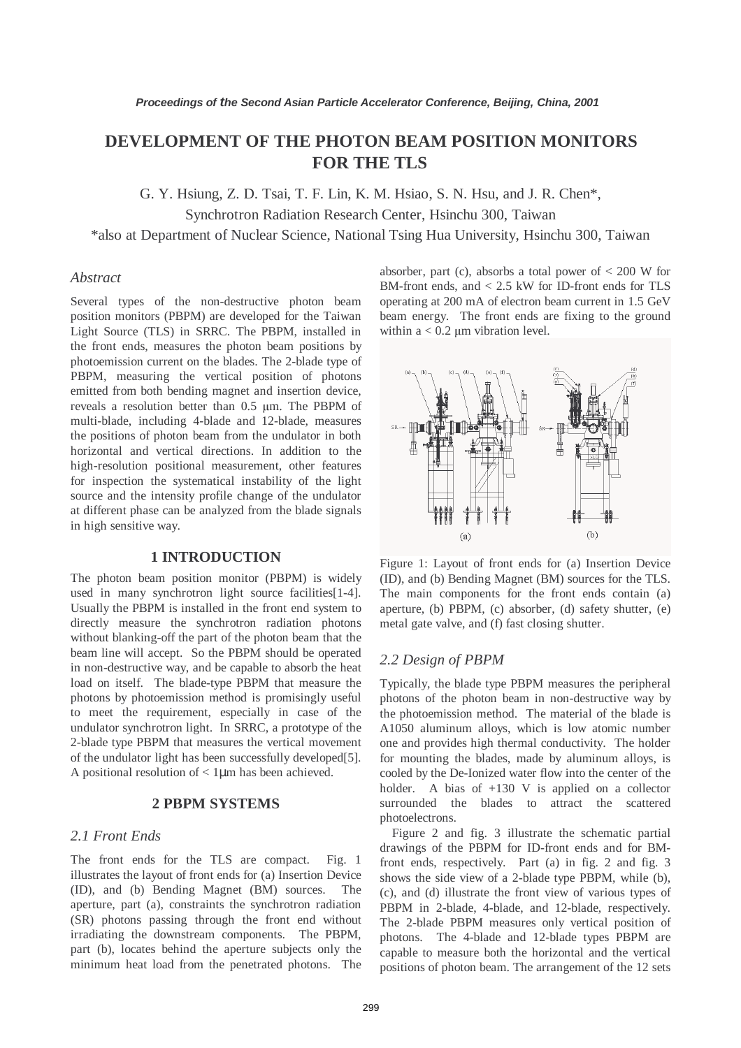# DEVELOPMENT OF THE PHOTON BEAM POSITION MONITORS FOR THE TLS

G. Y. Hsiung, Z. D. Tsai, T. F. Lin, K. M. Hsiao, S. N. Hsu, and J. R. Chen*,
Synchrotron Radiation Research Center, Hsinchu 300, Taiwan
*also at Department of Nuclear Science, National Tsing Hua University, Hsinchu 300, Taiwan

### *Abstract*

Several types of the non-destructive photon beam position monitors (PBPM) are developed for the Taiwan Light Source (TLS) in SRRC. The PBPM, installed in the front ends, measures the photon beam positions by photoemission current on the blades. The 2-blade type of PBPM, measuring the vertical position of photons emitted from both bending magnet and insertion device, reveals a resolution better than 0.5 μm. The PBPM of multi-blade, including 4-blade and 12-blade, measures the positions of photon beam from the undulator in both horizontal and vertical directions. In addition to the high-resolution positional measurement, other features for inspection the systematical instability of the light source and the intensity profile change of the undulator at different phase can be analyzed from the blade signals in high sensitive way.

## 1 INTRODUCTION

The photon beam position monitor (PBPM) is widely used in many synchrotron light source facilities[1-4]. Usually the PBPM is installed in the front end system to directly measure the synchrotron radiation photons without blanking-off the part of the photon beam that the beam line will accept. So the PBPM should be operated in non-destructive way, and be capable to absorb the heat load on itself. The blade-type PBPM that measure the photons by photoemission method is promisingly useful to meet the requirement, especially in case of the undulator synchrotron light. In SRRC, a prototype of the 2-blade type PBPM that measures the vertical movement of the undulator light has been successfully developed[5]. A positional resolution of < 1μm has been achieved.

## 2 PBPM SYSTEMS

### *2.1 Front Ends*

The front ends for the TLS are compact. Fig. 1 illustrates the layout of front ends for (a) Insertion Device (ID), and (b) Bending Magnet (BM) sources. The aperture, part (a), constraints the synchrotron radiation (SR) photons passing through the front end without irradiating the downstream components. The PBPM, part (b), locates behind the aperture subjects only the minimum heat load from the penetrated photons. The absorber, part (c), absorbs a total power of < 200 W for BM-front ends, and < 2.5 kW for ID-front ends for TLS operating at 200 mA of electron beam current in 1.5 GeV beam energy. The front ends are fixing to the ground within a < 0.2 μm vibration level.

Figure 1: Layout of front ends for (a) Insertion Device (ID), and (b) Bending Magnet (BM) sources for the TLS. The main components for the front ends contain (a) aperture, (b) PBPM, (c) absorber, (d) safety shutter, (e) metal gate valve, and (f) fast closing shutter.

### *2.2 Design of PBPM*

Typically, the blade type PBPM measures the peripheral photons of the photon beam in non-destructive way by the photoemission method. The material of the blade is A1050 aluminum alloys, which is low atomic number one and provides high thermal conductivity. The holder for mounting the blades, made by aluminum alloys, is cooled by the De-Ionized water flow into the center of the holder. A bias of +130 V is applied on a collector surrounded the blades to attract the scattered photoelectrons.

Figure 2 and fig. 3 illustrate the schematic partial drawings of the PBPM for ID-front ends and for BM-front ends, respectively. Part (a) in fig. 2 and fig. 3 shows the side view of a 2-blade type PBPM, while (b), (c), and (d) illustrate the front view of various types of PBPM in 2-blade, 4-blade, and 12-blade, respectively. The 2-blade PBPM measures only vertical position of photons. The 4-blade and 12-blade types PBPM are capable to measure both the horizontal and the vertical positions of photon beam. The arrangement of the 12 sets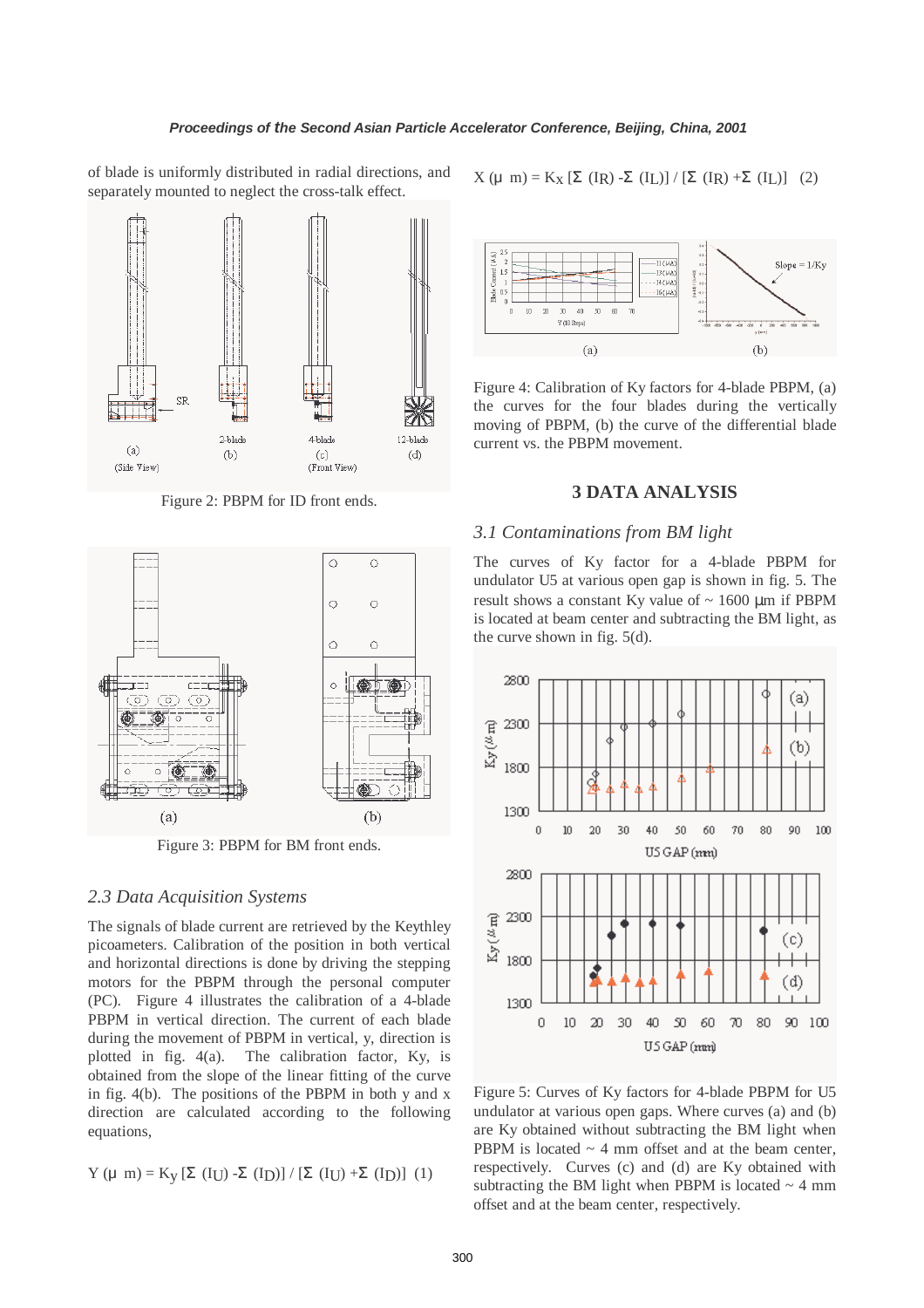of blade is uniformly distributed in radial directions, and separately mounted to neglect the cross-talk effect.

Figure 2: PBPM for ID front ends.

Figure 3: PBPM for BM front ends.

### 2.3 Data Acquisition Systems

The signals of blade current are retrieved by the Keythley picoameters. Calibration of the position in both vertical and horizontal directions is done by driving the stepping motors for the PBPM through the personal computer (PC). Figure 4 illustrates the calibration of a 4-blade PBPM in vertical direction. The current of each blade during the movement of PBPM in vertical, y, direction is plotted in fig. 4(a). The calibration factor, Ky, is obtained from the slope of the linear fitting of the curve in fig. 4(b). The positions of the PBPM in both y and x direction are calculated according to the following equations,

$$Y(\mu m) = K_y [\Sigma (I_U) - \Sigma (I_D)] / [\Sigma (I_U) + \Sigma (I_D)] \quad (1)$$

$$X(\mu m) = K_x [\Sigma (I_R) - \Sigma (I_L)] / [\Sigma (I_R) + \Sigma (I_L)] \quad (2)$$

Figure 4: Calibration of Ky factors for 4-blade PBPM, (a) the curves for the four blades during the vertically moving of PBPM, (b) the curve of the differential blade current vs. the PBPM movement.

## 3 DATA ANALYSIS

### 3.1 Contaminations from BM light

The curves of Ky factor for a 4-blade PBPM for undulator U5 at various open gap is shown in fig. 5. The result shows a constant Ky value of ~ 1600 μm if PBPM is located at beam center and subtracting the BM light, as the curve shown in fig. 5(d).

Figure 5: Curves of Ky factors for 4-blade PBPM for U5 undulator at various open gaps. Where curves (a) and (b) are Ky obtained without subtracting the BM light when PBPM is located ~ 4 mm offset and at the beam center, respectively. Curves (c) and (d) are Ky obtained with subtracting the BM light when PBPM is located ~ 4 mm offset and at the beam center, respectively.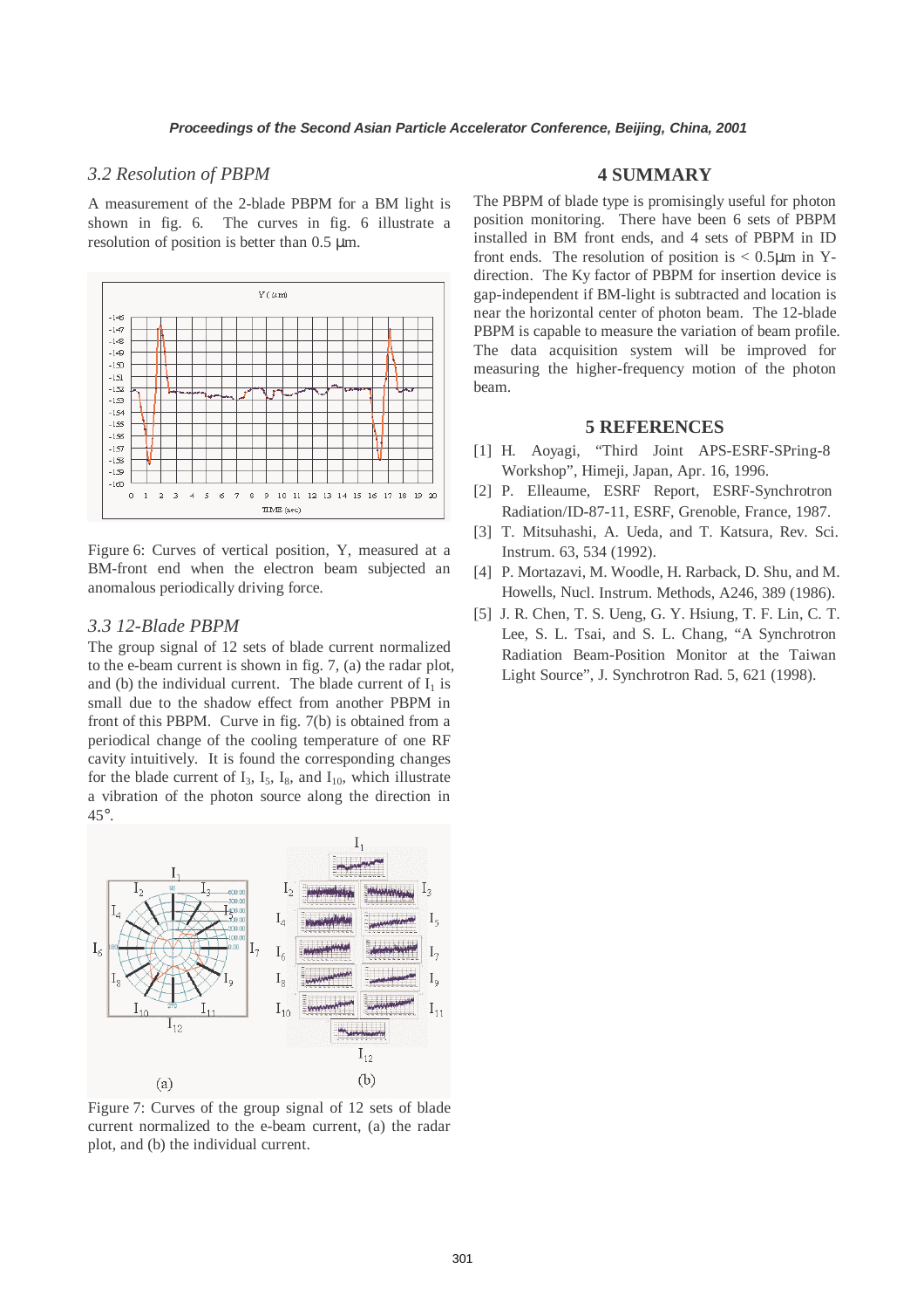### 3.2 Resolution of PBPM

A measurement of the 2-blade PBPM for a BM light is shown in fig. 6. The curves in fig. 6 illustrate a resolution of position is better than 0.5 µm.

Y (µm)

-146
-147
-148
-149
-150
-151
-152
-153
-154
-155
-156
-157
-158
-159
-160

0 1 2 3 4 5 6 7 8 9 10 11 12 13 14 15 16 17 18 19 20

TIME (sec)

Figure 6: Curves of vertical position, Y, measured at a BM-front end when the electron beam subjected an anomalous periodically driving force.

### 3.3 12-Blade PBPM

The group signal of 12 sets of blade current normalized to the e-beam current is shown in fig. 7, (a) the radar plot, and (b) the individual current. The blade current of $I_1$ is small due to the shadow effect from another PBPM in front of this PBPM. Curve in fig. 7(b) is obtained from a periodical change of the cooling temperature of one RF cavity intuitively. It is found the corresponding changes for the blade current of $I_3$, $I_5$, $I_8$, and $I_{10}$, which illustrate a vibration of the photon source along the direction in 45°.

(a)

$I_1$ $I_2$ $I_3$ $I_4$ $I_5$ $I_6$ $I_7$ $I_8$ $I_9$ $I_{10}$ $I_{11}$ $I_{12}$

(b)

$I_1$ $I_2$ $I_3$ $I_4$ $I_5$ $I_6$ $I_7$ $I_8$ $I_9$ $I_{10}$ $I_{11}$ $I_{12}$

Figure 7: Curves of the group signal of 12 sets of blade current normalized to the e-beam current, (a) the radar plot, and (b) the individual current.

## 4 SUMMARY

The PBPM of blade type is promisingly useful for photon position monitoring. There have been 6 sets of PBPM installed in BM front ends, and 4 sets of PBPM in ID front ends. The resolution of position is < 0.5µm in Y-direction. The Ky factor of PBPM for insertion device is gap-independent if BM-light is subtracted and location is near the horizontal center of photon beam. The 12-blade PBPM is capable to measure the variation of beam profile. The data acquisition system will be improved for measuring the higher-frequency motion of the photon beam.

## 5 REFERENCES

[1] H. Aoyagi, "Third Joint APS-ESRF-SPring-8 Workshop", Himeji, Japan, Apr. 16, 1996.

[2] P. Elleaume, ESRF Report, ESRF-Synchrotron Radiation/ID-87-11, ESRF, Grenoble, France, 1987.

[3] T. Mitsuhashi, A. Ueda, and T. Katsura, Rev. Sci. Instrum. 63, 534 (1992).

[4] P. Mortazavi, M. Woodle, H. Rarback, D. Shu, and M. Howells, Nucl. Instrum. Methods, A246, 389 (1986).

[5] J. R. Chen, T. S. Ueng, G. Y. Hsiung, T. F. Lin, C. T. Lee, S. L. Tsai, and S. L. Chang, "A Synchrotron Radiation Beam-Position Monitor at the Taiwan Light Source", J. Synchrotron Rad. 5, 621 (1998).